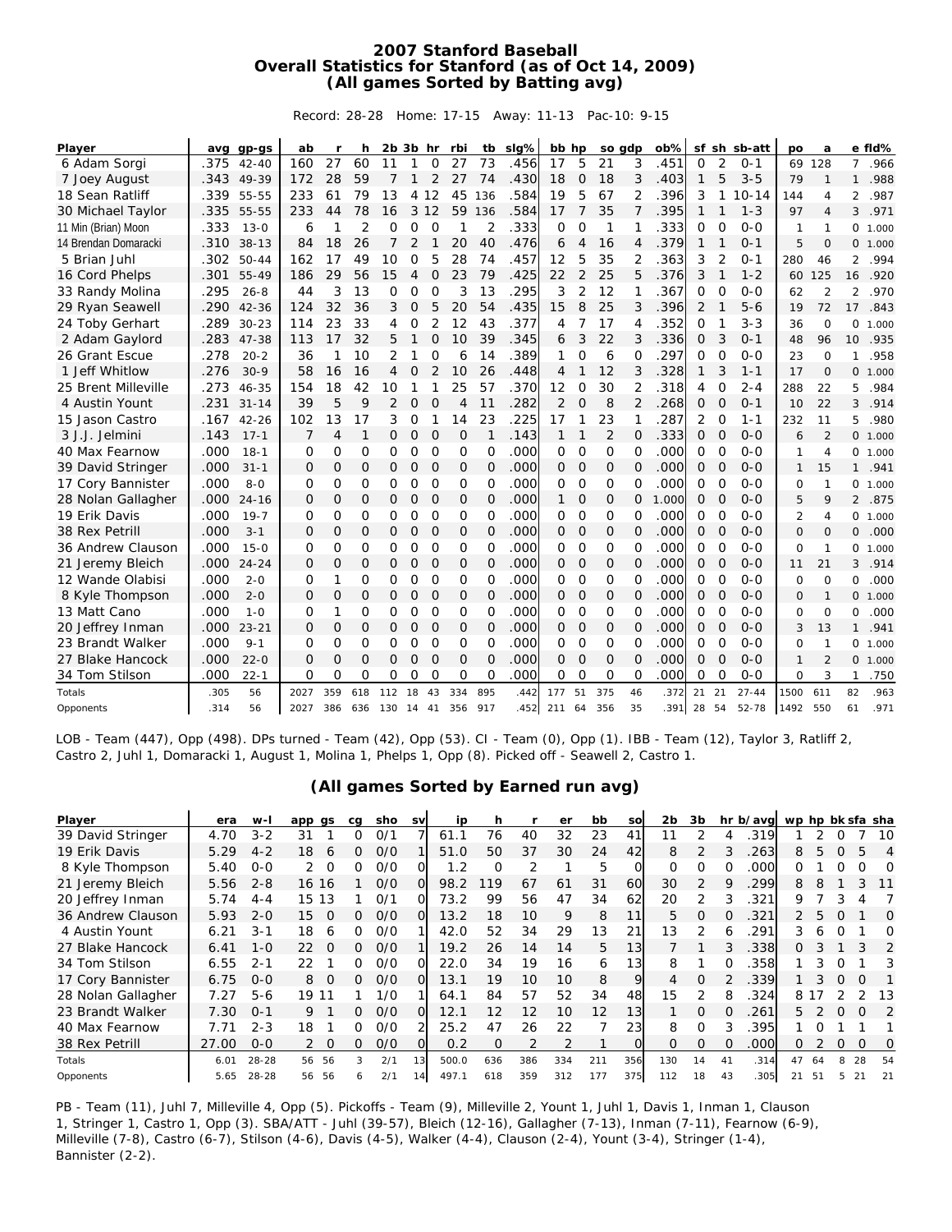# 2007 Stanford Baseball
## Overall Statistics for Stanford (as of Oct 14, 2009)
## (All games Sorted by Batting avg)

Record: 28-28 Home: 17-15 Away: 11-13 Pac-10: 9-15

| Player | avg | gp-gs | ab | r | h | 2b | 3b | hr | rbi | tb | slg% | bb | hp | so | gdp | ob% | sf | sh | sb-att | po | a | e | fld% |
|---|---|---|---|---|---|---|---|---|---|---|---|---|---|---|---|---|---|---|---|---|---|---|---|
| 6 Adam Sorgi | .375 | 42-40 | 160 | 27 | 60 | 11 | 1 | 0 | 27 | 73 | .456 | 17 | 5 | 21 | 3 | .451 | 0 | 2 | 0-1 | 69 | 128 | 7 | .966 |
| 7 Joey August | .343 | 49-39 | 172 | 28 | 59 | 7 | 1 | 2 | 27 | 74 | .430 | 18 | 0 | 18 | 3 | .403 | 1 | 5 | 3-5 | 79 | 1 | 1 | .988 |
| 18 Sean Ratliff | .339 | 55-55 | 233 | 61 | 79 | 13 | 4 | 12 | 45 | 136 | .584 | 19 | 5 | 67 | 2 | .396 | 3 | 1 | 10-14 | 144 | 4 | 2 | .987 |
| 30 Michael Taylor | .335 | 55-55 | 233 | 44 | 78 | 16 | 3 | 12 | 59 | 136 | .584 | 17 | 7 | 35 | 7 | .395 | 1 | 1 | 1-3 | 97 | 4 | 3 | .971 |
| 11 Min (Brian) Moon | .333 | 13-0 | 6 | 1 | 2 | 0 | 0 | 0 | 1 | 2 | .333 | 0 | 0 | 1 | 1 | .333 | 0 | 0 | 0-0 | 1 | 1 | 0 | 1.000 |
| 14 Brendan Domaracki | .310 | 38-13 | 84 | 18 | 26 | 7 | 2 | 1 | 20 | 40 | .476 | 6 | 4 | 16 | 4 | .379 | 1 | 1 | 0-1 | 5 | 0 | 0 | 1.000 |
| 5 Brian Juhl | .302 | 50-44 | 162 | 17 | 49 | 10 | 0 | 5 | 28 | 74 | .457 | 12 | 5 | 35 | 2 | .363 | 3 | 2 | 0-1 | 280 | 46 | 2 | .994 |
| 16 Cord Phelps | .301 | 55-49 | 186 | 29 | 56 | 15 | 4 | 0 | 23 | 79 | .425 | 22 | 2 | 25 | 5 | .376 | 3 | 1 | 1-2 | 60 | 125 | 16 | .920 |
| 33 Randy Molina | .295 | 26-8 | 44 | 3 | 13 | 0 | 0 | 0 | 3 | 13 | .295 | 3 | 2 | 12 | 1 | .367 | 0 | 0 | 0-0 | 62 | 2 | 2 | .970 |
| 29 Ryan Seawell | .290 | 42-36 | 124 | 32 | 36 | 3 | 0 | 5 | 20 | 54 | .435 | 15 | 8 | 25 | 3 | .396 | 2 | 1 | 5-6 | 19 | 72 | 17 | .843 |
| 24 Toby Gerhart | .289 | 30-23 | 114 | 23 | 33 | 4 | 0 | 2 | 12 | 43 | .377 | 4 | 7 | 17 | 4 | .352 | 0 | 1 | 3-3 | 36 | 0 | 0 | 1.000 |
| 2 Adam Gaylord | .283 | 47-38 | 113 | 17 | 32 | 5 | 1 | 0 | 10 | 39 | .345 | 6 | 3 | 22 | 3 | .336 | 0 | 3 | 0-1 | 48 | 96 | 10 | .935 |
| 26 Grant Escue | .278 | 20-2 | 36 | 1 | 10 | 2 | 1 | 0 | 6 | 14 | .389 | 1 | 0 | 6 | 0 | .297 | 0 | 0 | 0-0 | 23 | 0 | 1 | .958 |
| 1 Jeff Whitlow | .276 | 30-9 | 58 | 16 | 16 | 4 | 0 | 2 | 10 | 26 | .448 | 4 | 1 | 12 | 3 | .328 | 1 | 3 | 1-1 | 17 | 0 | 0 | 1.000 |
| 25 Brent Milleville | .273 | 46-35 | 154 | 18 | 42 | 10 | 1 | 1 | 25 | 57 | .370 | 12 | 0 | 30 | 2 | .318 | 4 | 0 | 2-4 | 288 | 22 | 5 | .984 |
| 4 Austin Yount | .231 | 31-14 | 39 | 5 | 9 | 2 | 0 | 0 | 4 | 11 | .282 | 2 | 0 | 8 | 2 | .268 | 0 | 0 | 0-1 | 10 | 22 | 3 | .914 |
| 15 Jason Castro | .167 | 42-26 | 102 | 13 | 17 | 3 | 0 | 1 | 14 | 23 | .225 | 17 | 1 | 23 | 1 | .287 | 2 | 0 | 1-1 | 232 | 11 | 5 | .980 |
| 3 J.J. Jelmini | .143 | 17-1 | 7 | 4 | 1 | 0 | 0 | 0 | 0 | 1 | .143 | 1 | 1 | 2 | 0 | .333 | 0 | 0 | 0-0 | 6 | 2 | 0 | 1.000 |
| 40 Max Fearnow | .000 | 18-1 | 0 | 0 | 0 | 0 | 0 | 0 | 0 | 0 | .000 | 0 | 0 | 0 | 0 | .000 | 0 | 0 | 0-0 | 1 | 4 | 0 | 1.000 |
| 39 David Stringer | .000 | 31-1 | 0 | 0 | 0 | 0 | 0 | 0 | 0 | 0 | .000 | 0 | 0 | 0 | 0 | .000 | 0 | 0 | 0-0 | 1 | 15 | 1 | .941 |
| 17 Cory Bannister | .000 | 8-0 | 0 | 0 | 0 | 0 | 0 | 0 | 0 | 0 | .000 | 0 | 0 | 0 | 0 | .000 | 0 | 0 | 0-0 | 0 | 1 | 0 | 1.000 |
| 28 Nolan Gallagher | .000 | 24-16 | 0 | 0 | 0 | 0 | 0 | 0 | 0 | 0 | .000 | 1 | 0 | 0 | 0 | 1.000 | 0 | 0 | 0-0 | 5 | 9 | 2 | .875 |
| 19 Erik Davis | .000 | 19-7 | 0 | 0 | 0 | 0 | 0 | 0 | 0 | 0 | .000 | 0 | 0 | 0 | 0 | .000 | 0 | 0 | 0-0 | 2 | 4 | 0 | 1.000 |
| 38 Rex Petrill | .000 | 3-1 | 0 | 0 | 0 | 0 | 0 | 0 | 0 | 0 | .000 | 0 | 0 | 0 | 0 | .000 | 0 | 0 | 0-0 | 0 | 0 | 0 | .000 |
| 36 Andrew Clauson | .000 | 15-0 | 0 | 0 | 0 | 0 | 0 | 0 | 0 | 0 | .000 | 0 | 0 | 0 | 0 | .000 | 0 | 0 | 0-0 | 0 | 1 | 0 | 1.000 |
| 21 Jeremy Bleich | .000 | 24-24 | 0 | 0 | 0 | 0 | 0 | 0 | 0 | 0 | .000 | 0 | 0 | 0 | 0 | .000 | 0 | 0 | 0-0 | 11 | 21 | 3 | .914 |
| 12 Wande Olabisi | .000 | 2-0 | 0 | 1 | 0 | 0 | 0 | 0 | 0 | 0 | .000 | 0 | 0 | 0 | 0 | .000 | 0 | 0 | 0-0 | 0 | 0 | 0 | .000 |
| 8 Kyle Thompson | .000 | 2-0 | 0 | 0 | 0 | 0 | 0 | 0 | 0 | 0 | .000 | 0 | 0 | 0 | 0 | .000 | 0 | 0 | 0-0 | 0 | 1 | 0 | 1.000 |
| 13 Matt Cano | .000 | 1-0 | 0 | 1 | 0 | 0 | 0 | 0 | 0 | 0 | .000 | 0 | 0 | 0 | 0 | .000 | 0 | 0 | 0-0 | 0 | 0 | 0 | .000 |
| 20 Jeffrey Inman | .000 | 23-21 | 0 | 0 | 0 | 0 | 0 | 0 | 0 | 0 | .000 | 0 | 0 | 0 | 0 | .000 | 0 | 0 | 0-0 | 3 | 13 | 1 | .941 |
| 23 Brandt Walker | .000 | 9-1 | 0 | 0 | 0 | 0 | 0 | 0 | 0 | 0 | .000 | 0 | 0 | 0 | 0 | .000 | 0 | 0 | 0-0 | 0 | 1 | 0 | 1.000 |
| 27 Blake Hancock | .000 | 22-0 | 0 | 0 | 0 | 0 | 0 | 0 | 0 | 0 | .000 | 0 | 0 | 0 | 0 | .000 | 0 | 0 | 0-0 | 1 | 2 | 0 | 1.000 |
| 34 Tom Stilson | .000 | 22-1 | 0 | 0 | 0 | 0 | 0 | 0 | 0 | 0 | .000 | 0 | 0 | 0 | 0 | .000 | 0 | 0 | 0-0 | 0 | 3 | 1 | .750 |
| Totals | .305 | 56 | 2027 | 359 | 618 | 112 | 18 | 43 | 334 | 895 | .442 | 177 | 51 | 375 | 46 | .372 | 21 | 21 | 27-44 | 1500 | 611 | 82 | .963 |
| Opponents | .314 | 56 | 2027 | 386 | 636 | 130 | 14 | 41 | 356 | 917 | .452 | 211 | 64 | 356 | 35 | .391 | 28 | 54 | 52-78 | 1492 | 550 | 61 | .971 |

LOB - Team (447), Opp (498). DPs turned - Team (42), Opp (53). CI - Team (0), Opp (1). IBB - Team (12), Taylor 3, Ratliff 2, Castro 2, Juhl 1, Domaracki 1, August 1, Molina 1, Phelps 1, Opp (8). Picked off - Seawell 2, Castro 1.

## (All games Sorted by Earned run avg)

| Player | era | w-l | app | gs | cg | sho | sv | ip | h | r | er | bb | so | 2b | 3b | hr | b/avg | wp | hp | bk | sfa | sha |
|---|---|---|---|---|---|---|---|---|---|---|---|---|---|---|---|---|---|---|---|---|---|---|
| 39 David Stringer | 4.70 | 3-2 | 31 | 1 | 0 | 0/1 | 7 | 61.1 | 76 | 40 | 32 | 23 | 41 | 11 | 2 | 4 | .319 | 1 | 2 | 0 | 7 | 10 |
| 19 Erik Davis | 5.29 | 4-2 | 18 | 6 | 0 | 0/0 | 1 | 51.0 | 50 | 37 | 30 | 24 | 42 | 8 | 2 | 3 | .263 | 8 | 5 | 0 | 5 | 4 |
| 8 Kyle Thompson | 5.40 | 0-0 | 2 | 0 | 0 | 0/0 | 0 | 1.2 | 0 | 2 | 1 | 5 | 0 | 0 | 0 | 0 | .000 | 0 | 1 | 0 | 0 | 0 |
| 21 Jeremy Bleich | 5.56 | 2-8 | 16 | 16 | 1 | 0/0 | 0 | 98.2 | 119 | 67 | 61 | 31 | 60 | 30 | 2 | 9 | .299 | 8 | 8 | 1 | 3 | 11 |
| 20 Jeffrey Inman | 5.74 | 4-4 | 15 | 13 | 1 | 0/1 | 0 | 73.2 | 99 | 56 | 47 | 34 | 62 | 20 | 2 | 3 | .321 | 9 | 7 | 3 | 4 | 7 |
| 36 Andrew Clauson | 5.93 | 2-0 | 15 | 0 | 0 | 0/0 | 0 | 13.2 | 18 | 10 | 9 | 8 | 11 | 5 | 0 | 0 | .321 | 2 | 5 | 0 | 1 | 0 |
| 4 Austin Yount | 6.21 | 3-1 | 18 | 6 | 0 | 0/0 | 1 | 42.0 | 52 | 34 | 29 | 13 | 21 | 13 | 2 | 6 | .291 | 3 | 6 | 0 | 1 | 0 |
| 27 Blake Hancock | 6.41 | 1-0 | 22 | 0 | 0 | 0/0 | 1 | 19.2 | 26 | 14 | 14 | 5 | 13 | 7 | 1 | 3 | .338 | 0 | 3 | 1 | 3 | 2 |
| 34 Tom Stilson | 6.55 | 2-1 | 22 | 1 | 0 | 0/0 | 0 | 22.0 | 34 | 19 | 16 | 6 | 13 | 8 | 1 | 0 | .358 | 1 | 3 | 0 | 1 | 3 |
| 17 Cory Bannister | 6.75 | 0-0 | 8 | 0 | 0 | 0/0 | 0 | 13.1 | 19 | 10 | 10 | 8 | 9 | 4 | 0 | 2 | .339 | 1 | 3 | 0 | 0 | 1 |
| 28 Nolan Gallagher | 7.27 | 5-6 | 19 | 11 | 1 | 1/0 | 1 | 64.1 | 84 | 57 | 52 | 34 | 48 | 15 | 2 | 8 | .324 | 8 | 17 | 2 | 2 | 13 |
| 23 Brandt Walker | 7.30 | 0-1 | 9 | 1 | 0 | 0/0 | 0 | 12.1 | 12 | 12 | 10 | 12 | 13 | 1 | 0 | 0 | .261 | 5 | 2 | 0 | 0 | 2 |
| 40 Max Fearnow | 7.71 | 2-3 | 18 | 1 | 0 | 0/0 | 2 | 25.2 | 47 | 26 | 22 | 7 | 23 | 8 | 0 | 3 | .395 | 1 | 0 | 1 | 1 | 1 |
| 38 Rex Petrill | 27.00 | 0-0 | 2 | 0 | 0 | 0/0 | 0 | 0.2 | 0 | 2 | 2 | 1 | 0 | 0 | 0 | 0 | .000 | 0 | 2 | 0 | 0 | 0 |
| Totals | 6.01 | 28-28 | 56 | 56 | 3 | 2/1 | 13 | 500.0 | 636 | 386 | 334 | 211 | 356 | 130 | 14 | 41 | .314 | 47 | 64 | 8 | 28 | 54 |
| Opponents | 5.65 | 28-28 | 56 | 56 | 6 | 2/1 | 14 | 497.1 | 618 | 359 | 312 | 177 | 375 | 112 | 18 | 43 | .305 | 21 | 51 | 5 | 21 | 21 |

PB - Team (11), Juhl 7, Milleville 4, Opp (5). Pickoffs - Team (9), Milleville 2, Yount 1, Juhl 1, Davis 1, Inman 1, Clauson 1, Stringer 1, Castro 1, Opp (3). SBA/ATT - Juhl (39-57), Bleich (12-16), Gallagher (7-13), Inman (7-11), Fearnow (6-9), Milleville (7-8), Castro (6-7), Stilson (4-6), Davis (4-5), Walker (4-4), Clauson (2-4), Yount (3-4), Stringer (1-4), Bannister (2-2).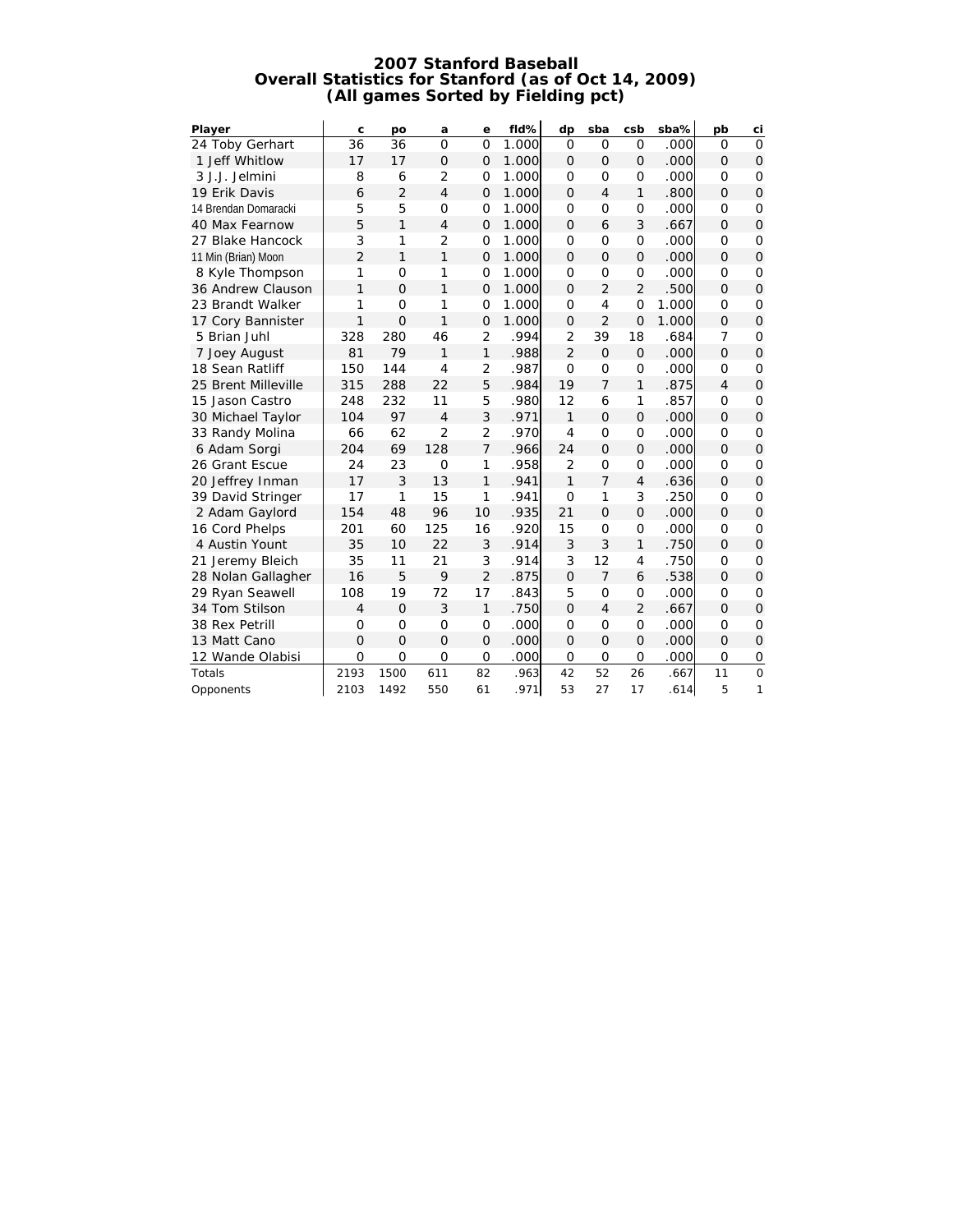# 2007 Stanford Baseball
## Overall Statistics for Stanford (as of Oct 14, 2009)
### (All games Sorted by Fielding pct)

| Player | c | po | a | e | fld% | dp | sba | csb | sba% | pb | ci |
|---|---|---|---|---|---|---|---|---|---|---|---|
| 24 Toby Gerhart | 36 | 36 | 0 | 0 | 1.000 | 0 | 0 | 0 | .000 | 0 | 0 |
| 1 Jeff Whitlow | 17 | 17 | 0 | 0 | 1.000 | 0 | 0 | 0 | .000 | 0 | 0 |
| 3 J.J. Jelmini | 8 | 6 | 2 | 0 | 1.000 | 0 | 0 | 0 | .000 | 0 | 0 |
| 19 Erik Davis | 6 | 2 | 4 | 0 | 1.000 | 0 | 4 | 1 | .800 | 0 | 0 |
| 14 Brendan Domaracki | 5 | 5 | 0 | 0 | 1.000 | 0 | 0 | 0 | .000 | 0 | 0 |
| 40 Max Fearnow | 5 | 1 | 4 | 0 | 1.000 | 0 | 6 | 3 | .667 | 0 | 0 |
| 27 Blake Hancock | 3 | 1 | 2 | 0 | 1.000 | 0 | 0 | 0 | .000 | 0 | 0 |
| 11 Min (Brian) Moon | 2 | 1 | 1 | 0 | 1.000 | 0 | 0 | 0 | .000 | 0 | 0 |
| 8 Kyle Thompson | 1 | 0 | 1 | 0 | 1.000 | 0 | 0 | 0 | .000 | 0 | 0 |
| 36 Andrew Clauson | 1 | 0 | 1 | 0 | 1.000 | 0 | 2 | 2 | .500 | 0 | 0 |
| 23 Brandt Walker | 1 | 0 | 1 | 0 | 1.000 | 0 | 4 | 0 | 1.000 | 0 | 0 |
| 17 Cory Bannister | 1 | 0 | 1 | 0 | 1.000 | 0 | 2 | 0 | 1.000 | 0 | 0 |
| 5 Brian Juhl | 328 | 280 | 46 | 2 | .994 | 2 | 39 | 18 | .684 | 7 | 0 |
| 7 Joey August | 81 | 79 | 1 | 1 | .988 | 2 | 0 | 0 | .000 | 0 | 0 |
| 18 Sean Ratliff | 150 | 144 | 4 | 2 | .987 | 0 | 0 | 0 | .000 | 0 | 0 |
| 25 Brent Milleville | 315 | 288 | 22 | 5 | .984 | 19 | 7 | 1 | .875 | 4 | 0 |
| 15 Jason Castro | 248 | 232 | 11 | 5 | .980 | 12 | 6 | 1 | .857 | 0 | 0 |
| 30 Michael Taylor | 104 | 97 | 4 | 3 | .971 | 1 | 0 | 0 | .000 | 0 | 0 |
| 33 Randy Molina | 66 | 62 | 2 | 2 | .970 | 4 | 0 | 0 | .000 | 0 | 0 |
| 6 Adam Sorgi | 204 | 69 | 128 | 7 | .966 | 24 | 0 | 0 | .000 | 0 | 0 |
| 26 Grant Escue | 24 | 23 | 0 | 1 | .958 | 2 | 0 | 0 | .000 | 0 | 0 |
| 20 Jeffrey Inman | 17 | 3 | 13 | 1 | .941 | 1 | 7 | 4 | .636 | 0 | 0 |
| 39 David Stringer | 17 | 1 | 15 | 1 | .941 | 0 | 1 | 3 | .250 | 0 | 0 |
| 2 Adam Gaylord | 154 | 48 | 96 | 10 | .935 | 21 | 0 | 0 | .000 | 0 | 0 |
| 16 Cord Phelps | 201 | 60 | 125 | 16 | .920 | 15 | 0 | 0 | .000 | 0 | 0 |
| 4 Austin Yount | 35 | 10 | 22 | 3 | .914 | 3 | 3 | 1 | .750 | 0 | 0 |
| 21 Jeremy Bleich | 35 | 11 | 21 | 3 | .914 | 3 | 12 | 4 | .750 | 0 | 0 |
| 28 Nolan Gallagher | 16 | 5 | 9 | 2 | .875 | 0 | 7 | 6 | .538 | 0 | 0 |
| 29 Ryan Seawell | 108 | 19 | 72 | 17 | .843 | 5 | 0 | 0 | .000 | 0 | 0 |
| 34 Tom Stilson | 4 | 0 | 3 | 1 | .750 | 0 | 4 | 2 | .667 | 0 | 0 |
| 38 Rex Petrill | 0 | 0 | 0 | 0 | .000 | 0 | 0 | 0 | .000 | 0 | 0 |
| 13 Matt Cano | 0 | 0 | 0 | 0 | .000 | 0 | 0 | 0 | .000 | 0 | 0 |
| 12 Wande Olabisi | 0 | 0 | 0 | 0 | .000 | 0 | 0 | 0 | .000 | 0 | 0 |
| Totals | 2193 | 1500 | 611 | 82 | .963 | 42 | 52 | 26 | .667 | 11 | 0 |
| Opponents | 2103 | 1492 | 550 | 61 | .971 | 53 | 27 | 17 | .614 | 5 | 1 |